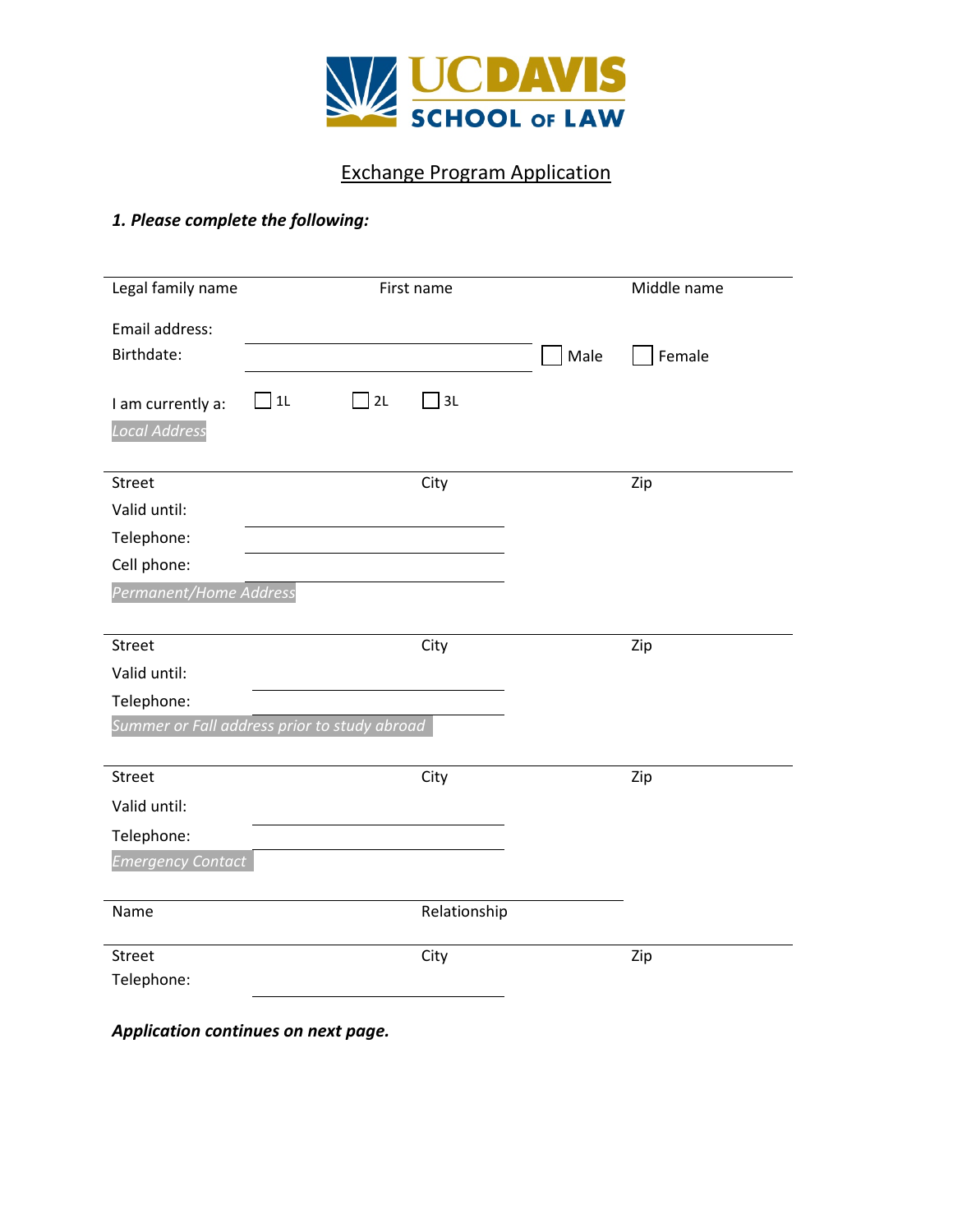UC DAVIS SCHOOL OF LAW

## Exchange Program Application

***1. Please complete the following:***

Legal family name | First name | Middle name

Email address: ______________________

Birthdate: ______________________ ☐ Male ☐ Female

I am currently a: ☐ 1L ☐ 2L ☐ 3L

*Local Address*

Street | City | Zip

Valid until: ______________________

Telephone: ______________________

Cell phone: ______________________

*Permanent/Home Address*

Street | City | Zip

Valid until: ______________________

Telephone: ______________________

*Summer or Fall address prior to study abroad*

Street | City | Zip

Valid until: ______________________

Telephone: ______________________

*Emergency Contact*

Name | Relationship

Street | City | Zip

Telephone: ______________________

***Application continues on next page.***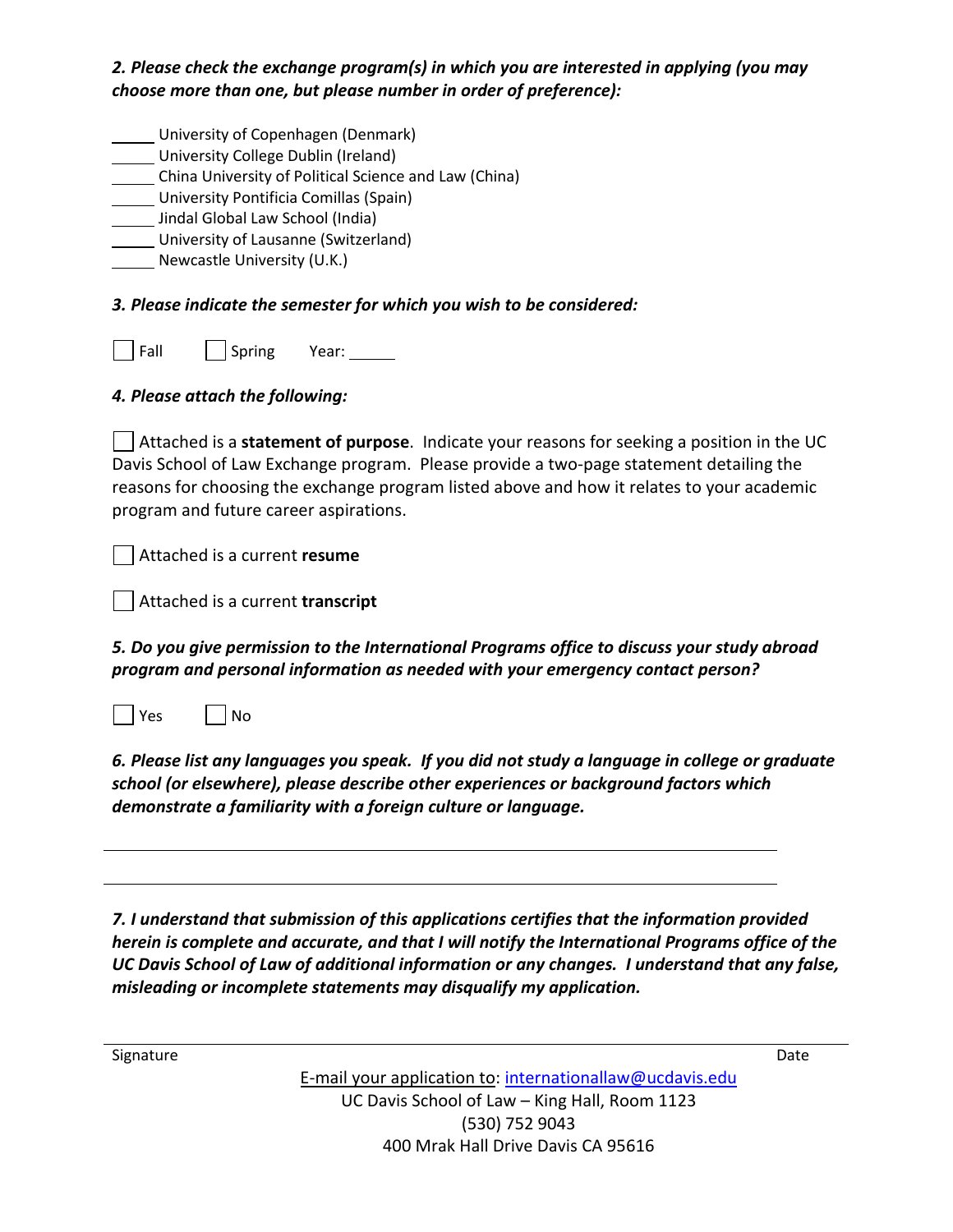***2. Please check the exchange program(s) in which you are interested in applying (you may choose more than one, but please number in order of preference):***

_____ University of Copenhagen (Denmark)
_____ University College Dublin (Ireland)
_____ China University of Political Science and Law (China)
_____ University Pontificia Comillas (Spain)
_____ Jindal Global Law School (India)
_____ University of Lausanne (Switzerland)
_____ Newcastle University (U.K.)

***3. Please indicate the semester for which you wish to be considered:***

☐ Fall ☐ Spring Year: _____

***4. Please attach the following:***

☐ Attached is a **statement of purpose**. Indicate your reasons for seeking a position in the UC Davis School of Law Exchange program. Please provide a two-page statement detailing the reasons for choosing the exchange program listed above and how it relates to your academic program and future career aspirations.

☐ Attached is a current **resume**

☐ Attached is a current **transcript**

***5. Do you give permission to the International Programs office to discuss your study abroad program and personal information as needed with your emergency contact person?***

☐ Yes ☐ No

***6. Please list any languages you speak. If you did not study a language in college or graduate school (or elsewhere), please describe other experiences or background factors which demonstrate a familiarity with a foreign culture or language.***

______________________________________________________________________

______________________________________________________________________

***7. I understand that submission of this applications certifies that the information provided herein is complete and accurate, and that I will notify the International Programs office of the UC Davis School of Law of additional information or any changes. I understand that any false, misleading or incomplete statements may disqualify my application.***

______________________________________________________________________

Signature Date

E-mail your application to: internationallaw@ucdavis.edu
UC Davis School of Law – King Hall, Room 1123
(530) 752 9043
400 Mrak Hall Drive Davis CA 95616